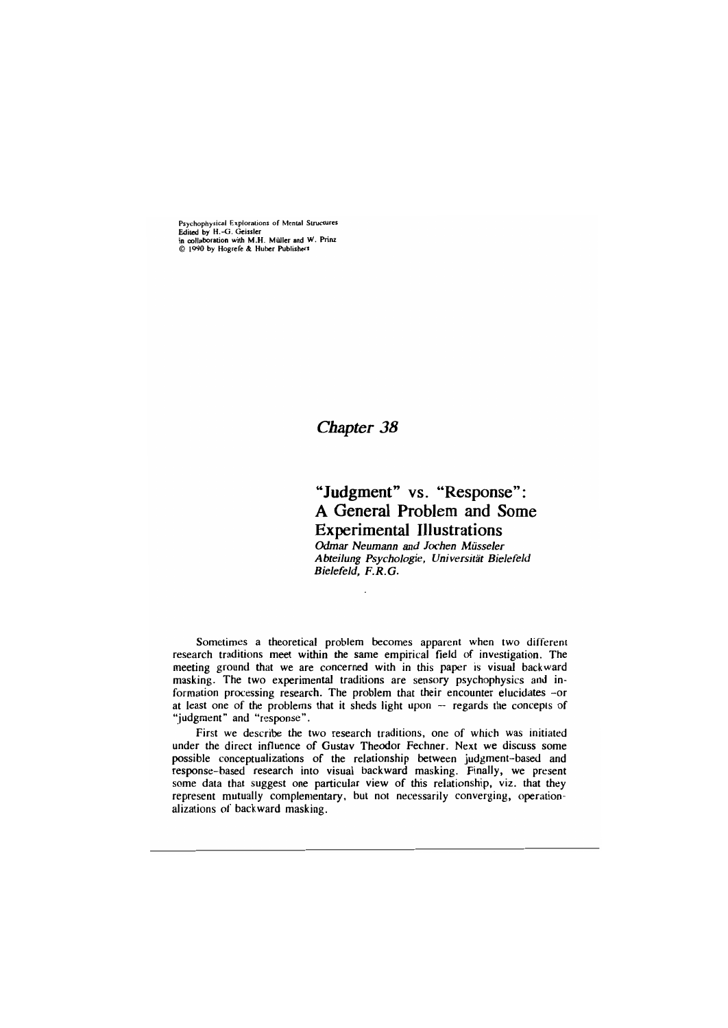Psychophysical Explorations of Mental Structures
Edited by H.-G. Geissler
in collaboration with M.H. Müller and W. Prinz
© 1990 by Hogrefe & Huber Publishers

*Chapter 38*

# "Judgment" vs. "Response": A General Problem and Some Experimental Illustrations

*Odmar Neumann and Jochen Müsseler*
*Abteilung Psychologie, Universität Bielefeld*
*Bielefeld, F.R.G.*

Sometimes a theoretical problem becomes apparent when two different research traditions meet within the same empirical field of investigation. The meeting ground that we are concerned with in this paper is visual backward masking. The two experimental traditions are sensory psychophysics and information processing research. The problem that their encounter elucidates -or at least one of the problems that it sheds light upon -- regards the concepts of "judgment" and "response".

First we describe the two research traditions, one of which was initiated under the direct influence of Gustav Theodor Fechner. Next we discuss some possible conceptualizations of the relationship between judgment-based and response-based research into visual backward masking. Finally, we present some data that suggest one particular view of this relationship, viz. that they represent mutually complementary, but not necessarily converging, operationalizations of backward masking.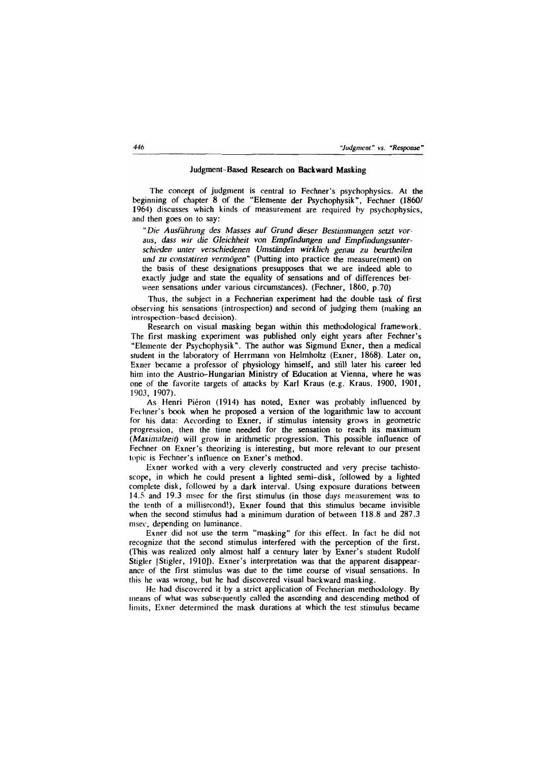## Judgment-Based Research on Backward Masking

The concept of judgment is central to Fechner's psychophysics. At the beginning of chapter 8 of the "Elemente der Psychophysik", Fechner (1860/1964) discusses which kinds of measurement are required by psychophysics, and then goes on to say:

> "*Die Ausführung des Masses auf Grund dieser Bestimmungen setzt voraus, dass wir die Gleichheit von Empfindungen und Empfindungsunterschieden unter verschiedenen Umständen wirklich genau zu beurtheilen und zu constatiren vermögen*" (Putting into practice the measure(ment) on the basis of these designations presupposes that we are indeed able to exactly judge and state the equality of sensations and of differences between sensations under various circumstances). (Fechner, 1860, p.70)

Thus, the subject in a Fechnerian experiment had the double task of first observing his sensations (introspection) and second of judging them (making an introspection-based decision).

Research on visual masking began within this methodological framework. The first masking experiment was published only eight years after Fechner's "Elemente der Psychophysik". The author was Sigmund Exner, then a medical student in the laboratory of Herrmann von Helmholtz (Exner, 1868). Later on, Exner became a professor of physiology himself, and still later his career led him into the Austrio-Hungarian Ministry of Education at Vienna, where he was one of the favorite targets of attacks by Karl Kraus (e.g. Kraus, 1900, 1901, 1903, 1907).

As Henri Piéron (1914) has noted, Exner was probably influenced by Fechner's book when he proposed a version of the logarithmic law to account for his data: According to Exner, if stimulus intensity grows in geometric progression, then the time needed for the sensation to reach its maximum (*Maximalzeit*) will grow in arithmetic progression. This possible influence of Fechner on Exner's theorizing is interesting, but more relevant to our present topic is Fechner's influence on Exner's method.

Exner worked with a very cleverly constructed and very precise tachistoscope, in which he could present a lighted semi-disk, followed by a lighted complete disk, followed by a dark interval. Using exposure durations between 14.5 and 19.3 msec for the first stimulus (in those days measurement was to the tenth of a millisecond!), Exner found that this stimulus became invisible when the second stimulus had a minimum duration of between 118.8 and 287.3 msec, depending on luminance.

Exner did not use the term "masking" for this effect. In fact he did not recognize that the second stimulus interfered with the perception of the first. (This was realized only almost half a century later by Exner's student Rudolf Stigler [Stigler, 1910]). Exner's interpretation was that the apparent disappearance of the first stimulus was due to the time course of visual sensations. In this he was wrong, but he had discovered visual backward masking.

He had discovered it by a strict application of Fechnerian methodology. By means of what was subsequently called the ascending and descending method of limits, Exner determined the mask durations at which the test stimulus became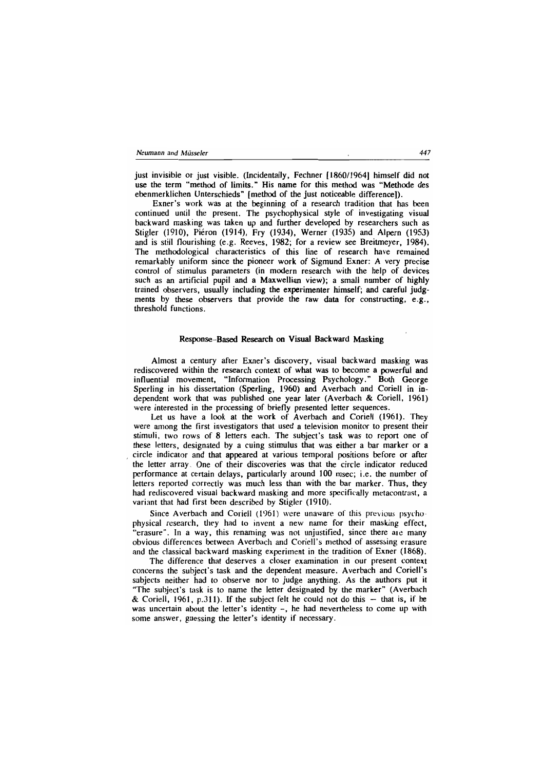just invisible or just visible. (Incidentally, Fechner [1860/1964] himself did not use the term "method of limits." His name for this method was "Methode des ebenmerklichen Unterschieds" [method of the just noticeable difference]).

Exner's work was at the beginning of a research tradition that has been continued until the present. The psychophysical style of investigating visual backward masking was taken up and further developed by researchers such as Stigler (1910), Piéron (1914), Fry (1934), Werner (1935) and Alpern (1953) and is still flourishing (e.g. Reeves, 1982; for a review see Breitmeyer, 1984). The methodological characteristics of this line of research have remained remarkably uniform since the pioneer work of Sigmund Exner: A very precise control of stimulus parameters (in modern research with the help of devices such as an artificial pupil and a Maxwellian view); a small number of highly trained observers, usually including the experimenter himself; and careful judgments by these observers that provide the raw data for constructing, e.g., threshold functions.

## Response-Based Research on Visual Backward Masking

Almost a century after Exner's discovery, visual backward masking was rediscovered within the research context of what was to become a powerful and influential movement, "Information Processing Psychology." Both George Sperling in his dissertation (Sperling, 1960) and Averbach and Coriell in independent work that was published one year later (Averbach & Coriell, 1961) were interested in the processing of briefly presented letter sequences.

Let us have a look at the work of Averbach and Coriell (1961). They were among the first investigators that used a television monitor to present their stimuli, two rows of 8 letters each. The subject's task was to report one of these letters, designated by a cuing stimulus that was either a bar marker or a circle indicator and that appeared at various temporal positions before or after the letter array. One of their discoveries was that the circle indicator reduced performance at certain delays, particularly around 100 msec; i.e. the number of letters reported correctly was much less than with the bar marker. Thus, they had rediscovered visual backward masking and more specifically metacontrast, a variant that had first been described by Stigler (1910).

Since Averbach and Coriell (1961) were unaware of this previous psychophysical research, they had to invent a new name for their masking effect, "erasure". In a way, this renaming was not unjustified, since there are many obvious differences between Averbach and Coriell's method of assessing erasure and the classical backward masking experiment in the tradition of Exner (1868).

The difference that deserves a closer examination in our present context concerns the subject's task and the dependent measure. Averbach and Coriell's subjects neither had to observe nor to judge anything. As the authors put it "The subject's task is to name the letter designated by the marker" (Averbach & Coriell, 1961, p.311). If the subject felt he could not do this – that is, if he was uncertain about the letter's identity –, he had nevertheless to come up with some answer, guessing the letter's identity if necessary.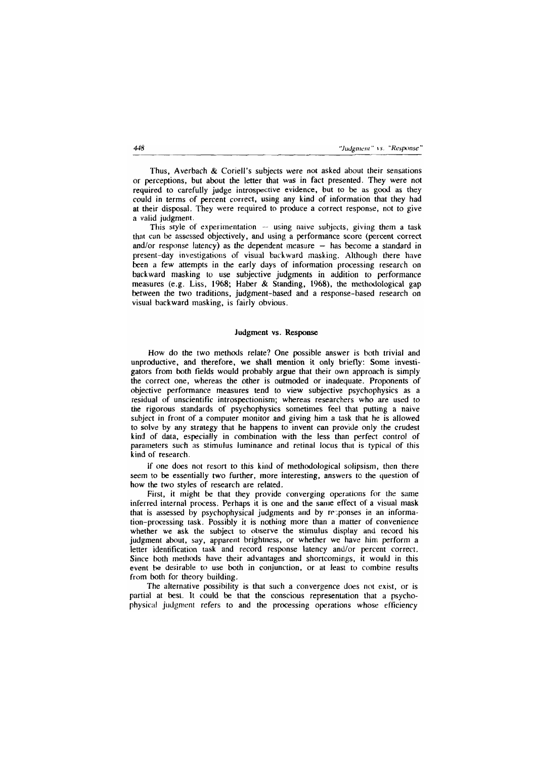Thus, Averbach & Coriell's subjects were not asked about their sensations or perceptions, but about the letter that was in fact presented. They were not required to carefully judge introspective evidence, but to be as good as they could in terms of percent correct, using any kind of information that they had at their disposal. They were required to produce a correct response, not to give a valid judgment.

This style of experimentation – using naive subjects, giving them a task that can be assessed objectively, and using a performance score (percent correct and/or response latency) as the dependent measure – has become a standard in present-day investigations of visual backward masking. Although there have been a few attempts in the early days of information processing research on backward masking to use subjective judgments in addition to performance measures (e.g. Liss, 1968; Haber & Standing, 1968), the methodological gap between the two traditions, judgment-based and a response-based research on visual backward masking, is fairly obvious.

## Judgment vs. Response

How do the two methods relate? One possible answer is both trivial and unproductive, and therefore, we shall mention it only briefly: Some investigators from both fields would probably argue that their own approach is simply the correct one, whereas the other is outmoded or inadequate. Proponents of objective performance measures tend to view subjective psychophysics as a residual of unscientific introspectionism; whereas researchers who are used to the rigorous standards of psychophysics sometimes feel that putting a naive subject in front of a computer monitor and giving him a task that he is allowed to solve by any strategy that he happens to invent can provide only the crudest kind of data, especially in combination with the less than perfect control of parameters such as stimulus luminance and retinal locus that is typical of this kind of research.

If one does not resort to this kind of methodological solipsism, then there seem to be essentially two further, more interesting, answers to the question of how the two styles of research are related.

First, it might be that they provide converging operations for the same inferred internal process. Perhaps it is one and the same effect of a visual mask that is assessed by psychophysical judgments and by responses in an information-processing task. Possibly it is nothing more than a matter of convenience whether we ask the subject to observe the stimulus display and record his judgment about, say, apparent brightness, or whether we have him perform a letter identification task and record response latency and/or percent correct. Since both methods have their advantages and shortcomings, it would in this event be desirable to use both in conjunction, or at least to combine results from both for theory building.

The alternative possibility is that such a convergence does not exist, or is partial at best. It could be that the conscious representation that a psychophysical judgment refers to and the processing operations whose efficiency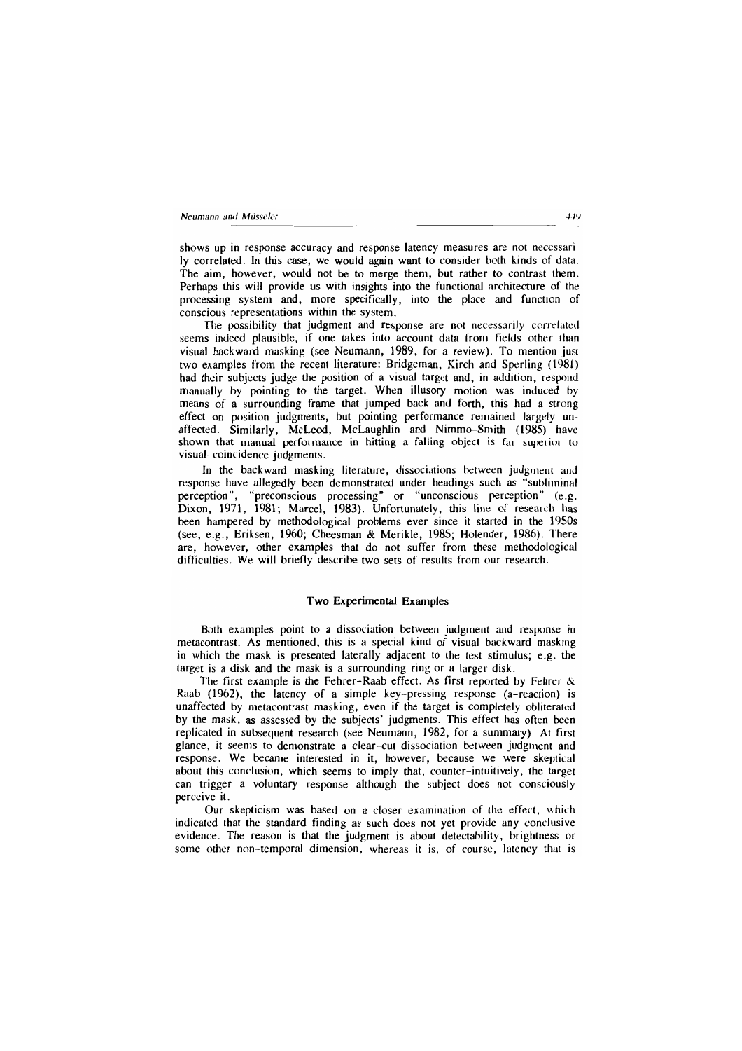shows up in response accuracy and response latency measures are not necessarily correlated. In this case, we would again want to consider both kinds of data. The aim, however, would not be to merge them, but rather to contrast them. Perhaps this will provide us with insights into the functional architecture of the processing system and, more specifically, into the place and function of conscious representations within the system.

The possibility that judgment and response are not necessarily correlated seems indeed plausible, if one takes into account data from fields other than visual backward masking (see Neumann, 1989, for a review). To mention just two examples from the recent literature: Bridgeman, Kirch and Sperling (1981) had their subjects judge the position of a visual target and, in addition, respond manually by pointing to the target. When illusory motion was induced by means of a surrounding frame that jumped back and forth, this had a strong effect on position judgments, but pointing performance remained largely unaffected. Similarly, McLeod, McLaughlin and Nimmo-Smith (1985) have shown that manual performance in hitting a falling object is far superior to visual-coincidence judgments.

In the backward masking literature, dissociations between judgment and response have allegedly been demonstrated under headings such as "subliminal perception", "preconscious processing" or "unconscious perception" (e.g. Dixon, 1971, 1981; Marcel, 1983). Unfortunately, this line of research has been hampered by methodological problems ever since it started in the 1950s (see, e.g., Eriksen, 1960; Cheesman & Merikle, 1985; Holender, 1986). There are, however, other examples that do not suffer from these methodological difficulties. We will briefly describe two sets of results from our research.

## Two Experimental Examples

Both examples point to a dissociation between judgment and response in metacontrast. As mentioned, this is a special kind of visual backward masking in which the mask is presented laterally adjacent to the test stimulus; e.g. the target is a disk and the mask is a surrounding ring or a larger disk.

The first example is the Fehrer-Raab effect. As first reported by Fehrer & Raab (1962), the latency of a simple key-pressing response (a-reaction) is unaffected by metacontrast masking, even if the target is completely obliterated by the mask, as assessed by the subjects' judgments. This effect has often been replicated in subsequent research (see Neumann, 1982, for a summary). At first glance, it seems to demonstrate a clear-cut dissociation between judgment and response. We became interested in it, however, because we were skeptical about this conclusion, which seems to imply that, counter-intuitively, the target can trigger a voluntary response although the subject does not consciously perceive it.

Our skepticism was based on a closer examination of the effect, which indicated that the standard finding as such does not yet provide any conclusive evidence. The reason is that the judgment is about detectability, brightness or some other non-temporal dimension, whereas it is, of course, latency that is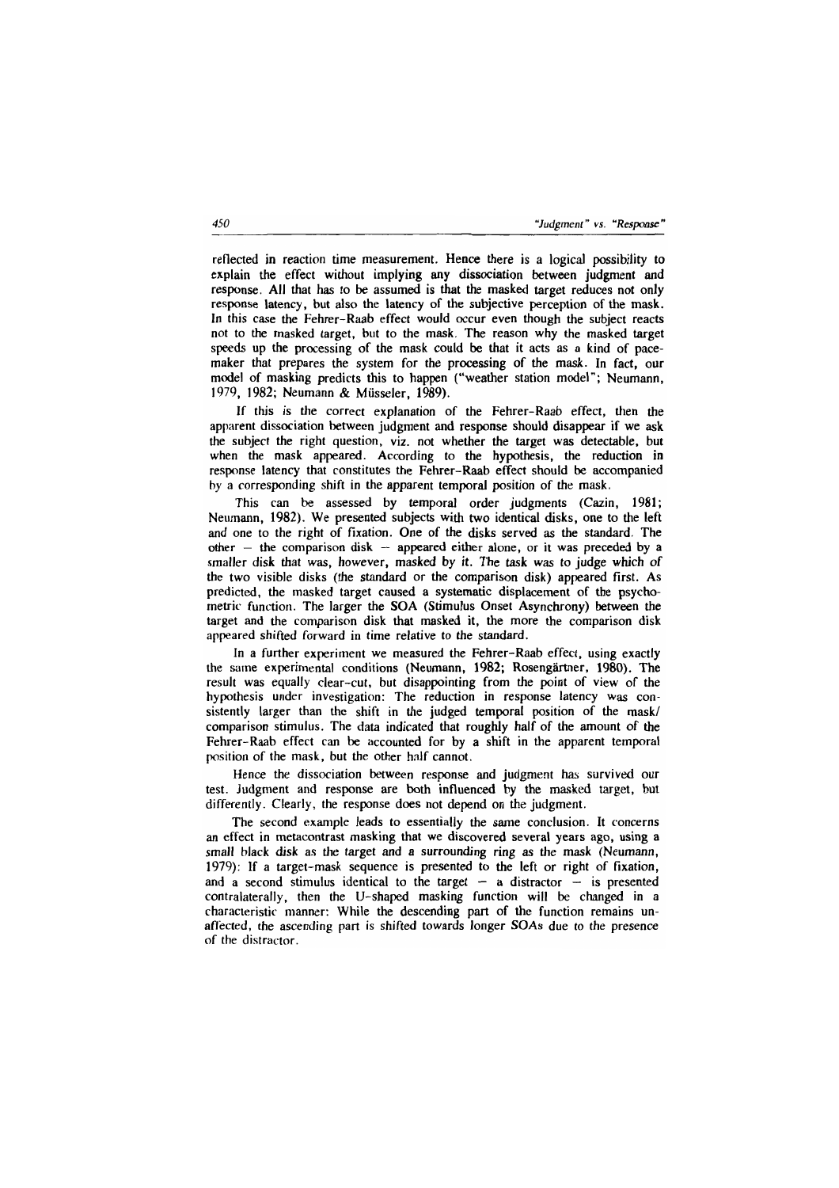reflected in reaction time measurement. Hence there is a logical possibility to explain the effect without implying any dissociation between judgment and response. All that has to be assumed is that the masked target reduces not only response latency, but also the latency of the subjective perception of the mask. In this case the Fehrer-Raab effect would occur even though the subject reacts not to the masked target, but to the mask. The reason why the masked target speeds up the processing of the mask could be that it acts as a kind of pacemaker that prepares the system for the processing of the mask. In fact, our model of masking predicts this to happen ("weather station model"; Neumann, 1979, 1982; Neumann & Müsseler, 1989).

If this is the correct explanation of the Fehrer-Raab effect, then the apparent dissociation between judgment and response should disappear if we ask the subject the right question, viz. not whether the target was detectable, but when the mask appeared. According to the hypothesis, the reduction in response latency that constitutes the Fehrer-Raab effect should be accompanied by a corresponding shift in the apparent temporal position of the mask.

This can be assessed by temporal order judgments (Cazin, 1981; Neumann, 1982). We presented subjects with two identical disks, one to the left and one to the right of fixation. One of the disks served as the standard. The other – the comparison disk – appeared either alone, or it was preceded by a smaller disk that was, however, masked by it. The task was to judge which of the two visible disks (the standard or the comparison disk) appeared first. As predicted, the masked target caused a systematic displacement of the psychometric function. The larger the SOA (Stimulus Onset Asynchrony) between the target and the comparison disk that masked it, the more the comparison disk appeared shifted forward in time relative to the standard.

In a further experiment we measured the Fehrer-Raab effect, using exactly the same experimental conditions (Neumann, 1982; Rosengärtner, 1980). The result was equally clear-cut, but disappointing from the point of view of the hypothesis under investigation: The reduction in response latency was consistently larger than the shift in the judged temporal position of the mask/comparison stimulus. The data indicated that roughly half of the amount of the Fehrer-Raab effect can be accounted for by a shift in the apparent temporal position of the mask, but the other half cannot.

Hence the dissociation between response and judgment has survived our test. Judgment and response are both influenced by the masked target, but differently. Clearly, the response does not depend on the judgment.

The second example leads to essentially the same conclusion. It concerns an effect in metacontrast masking that we discovered several years ago, using a small black disk as the target and a surrounding ring as the mask (Neumann, 1979): If a target-mask sequence is presented to the left or right of fixation, and a second stimulus identical to the target – a distractor – is presented contralaterally, then the U-shaped masking function will be changed in a characteristic manner: While the descending part of the function remains unaffected, the ascending part is shifted towards longer SOAs due to the presence of the distractor.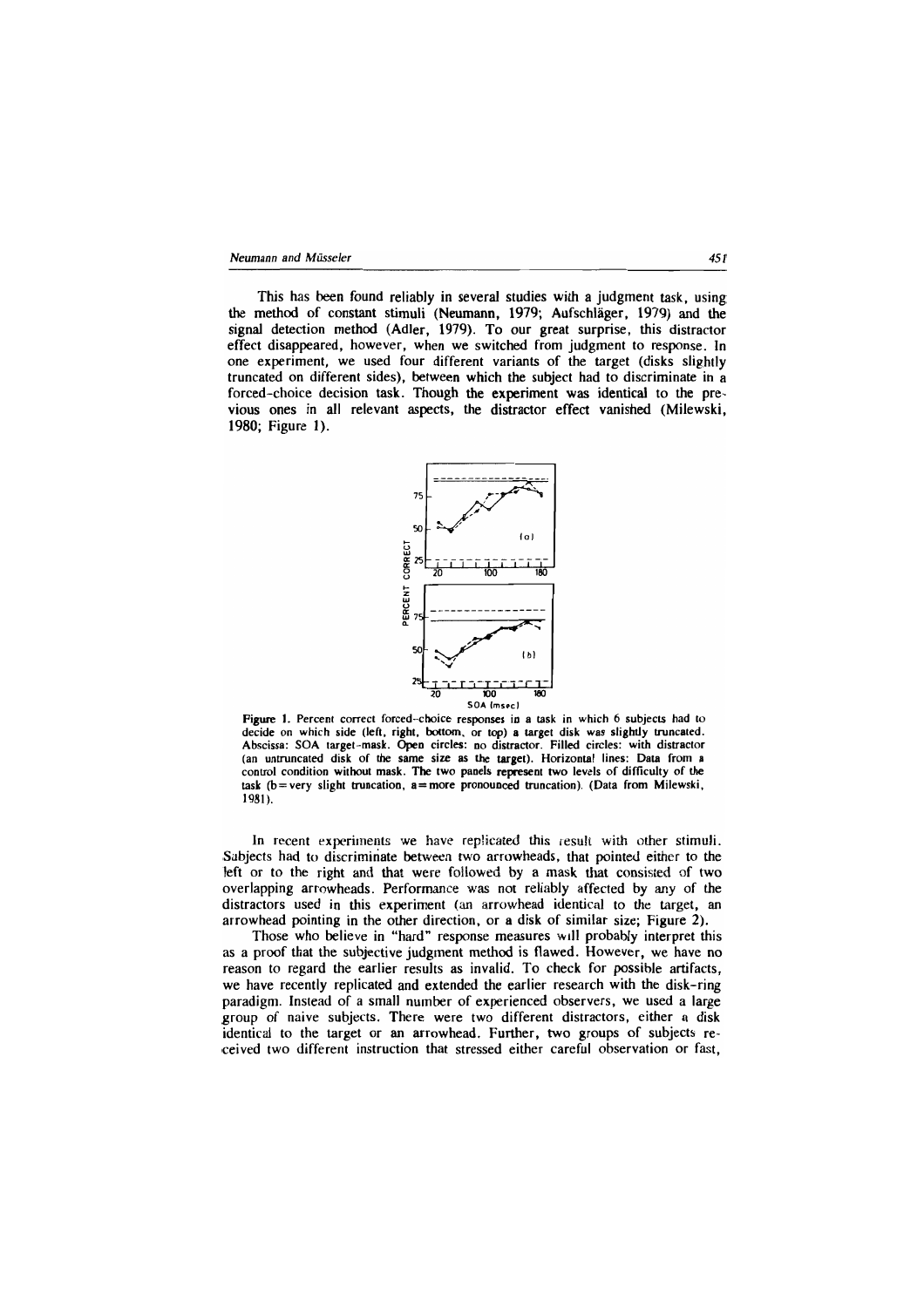This has been found reliably in several studies with a judgment task, using the method of constant stimuli (Neumann, 1979; Aufschläger, 1979) and the signal detection method (Adler, 1979). To our great surprise, this distractor effect disappeared, however, when we switched from judgment to response. In one experiment, we used four different variants of the target (disks slightly truncated on different sides), between which the subject had to discriminate in a forced-choice decision task. Though the experiment was identical to the previous ones in all relevant aspects, the distractor effect vanished (Milewski, 1980; Figure 1).

**Figure 1.** Percent correct forced-choice responses in a task in which 6 subjects had to decide on which side (left, right, bottom, or top) a target disk was slightly truncated. Abscissa: SOA target-mask. Open circles: no distractor. Filled circles: with distractor (an untruncated disk of the same size as the target). Horizontal lines: Data from a control condition without mask. The two panels represent two levels of difficulty of the task (b = very slight truncation, a = more pronounced truncation). (Data from Milewski, 1981).

In recent experiments we have replicated this result with other stimuli. Subjects had to discriminate between two arrowheads, that pointed either to the left or to the right and that were followed by a mask that consisted of two overlapping arrowheads. Performance was not reliably affected by any of the distractors used in this experiment (an arrowhead identical to the target, an arrowhead pointing in the other direction, or a disk of similar size; Figure 2).

Those who believe in "hard" response measures will probably interpret this as a proof that the subjective judgment method is flawed. However, we have no reason to regard the earlier results as invalid. To check for possible artifacts, we have recently replicated and extended the earlier research with the disk-ring paradigm. Instead of a small number of experienced observers, we used a large group of naive subjects. There were two different distractors, either a disk identical to the target or an arrowhead. Further, two groups of subjects received two different instruction that stressed either careful observation or fast,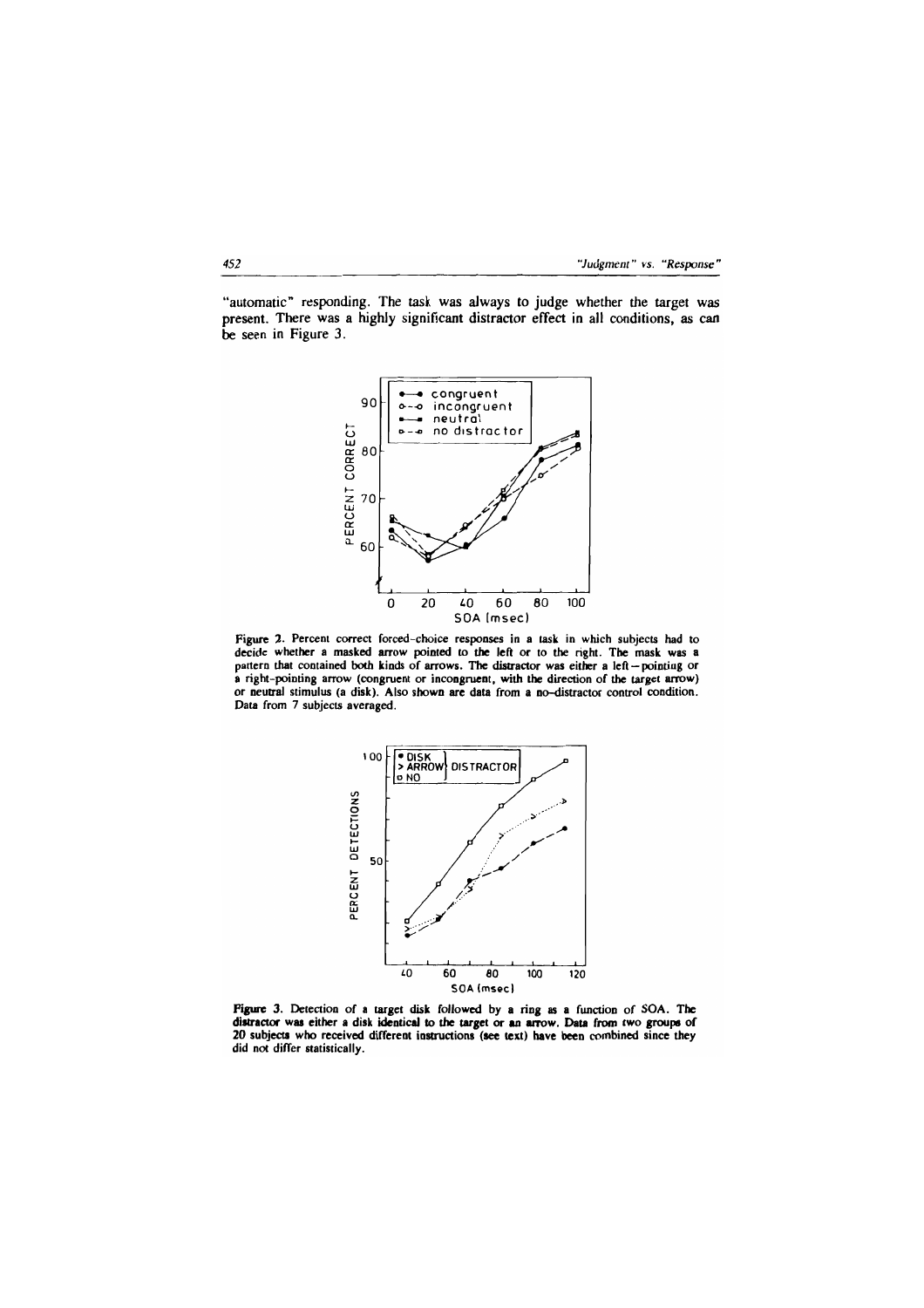"automatic" responding. The task was always to judge whether the target was present. There was a highly significant distractor effect in all conditions, as can be seen in Figure 3.

Figure 2. Percent correct forced-choice responses in a task in which subjects had to decide whether a masked arrow pointed to the left or to the right. The mask was a pattern that contained both kinds of arrows. The distractor was either a left–pointing or a right-pointing arrow (congruent or incongruent, with the direction of the target arrow) or neutral stimulus (a disk). Also shown are data from a no-distractor control condition. Data from 7 subjects averaged.

Figure 3. Detection of a target disk followed by a ring as a function of SOA. The distractor was either a disk identical to the target or an arrow. Data from two groups of 20 subjects who received different instructions (see text) have been combined since they did not differ statistically.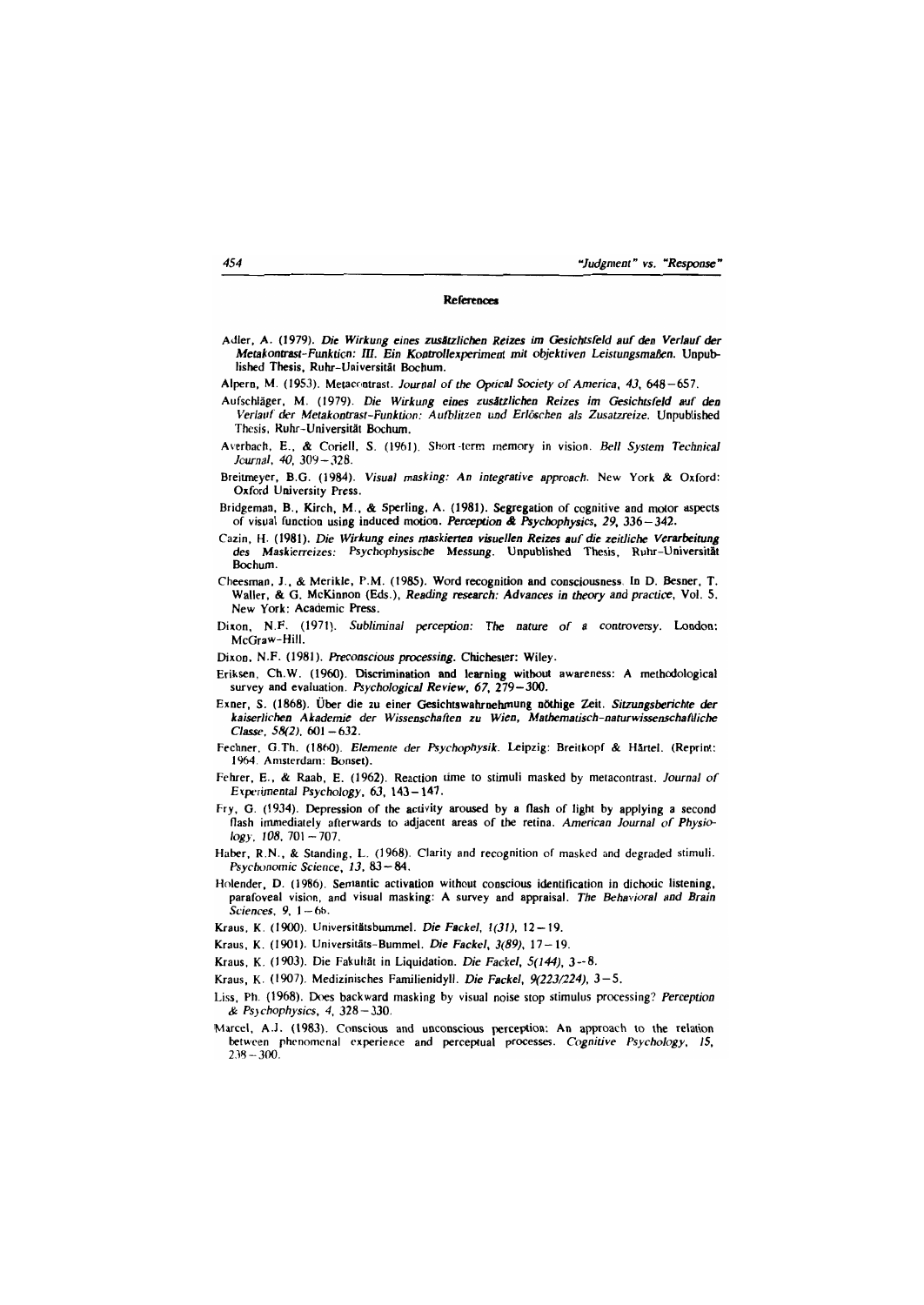## References

Adler, A. (1979). *Die Wirkung eines zusätzlichen Reizes im Gesichtsfeld auf den Verlauf der Metakontrast-Funktion: III. Ein Kontrollexperiment mit objektiven Leistungsmaßen.* Unpublished Thesis, Ruhr-Universität Bochum.

Alpern, M. (1953). Metacontrast. *Journal of the Optical Society of America, 43,* 648–657.

Aufschläger, M. (1979). *Die Wirkung eines zusätzlichen Reizes im Gesichtsfeld auf den Verlauf der Metakontrast-Funktion: Aufblitzen und Erlöschen als Zusatzreize.* Unpublished Thesis, Ruhr-Universität Bochum.

Averbach, E., & Coriell, S. (1961). Short-term memory in vision. *Bell System Technical Journal, 40,* 309–328.

Breitmeyer, B.G. (1984). *Visual masking: An integrative approach.* New York & Oxford: Oxford University Press.

Bridgeman, B., Kirch, M., & Sperling, A. (1981). Segregation of cognitive and motor aspects of visual function using induced motion. *Perception & Psychophysics, 29,* 336–342.

Cazin, H. (1981). *Die Wirkung eines maskierten visuellen Reizes auf die zeitliche Verarbeitung des Maskierreizes: Psychophysische Messung.* Unpublished Thesis, Ruhr-Universität Bochum.

Cheesman, J., & Merikle, P.M. (1985). Word recognition and consciousness. In D. Besner, T. Waller, & G. McKinnon (Eds.), *Reading research: Advances in theory and practice,* Vol. 5. New York: Academic Press.

Dixon, N.F. (1971). *Subliminal perception: The nature of a controversy.* London: McGraw-Hill.

Dixon, N.F. (1981). *Preconscious processing.* Chichester: Wiley.

Eriksen, Ch.W. (1960). Discrimination and learning without awareness: A methodological survey and evaluation. *Psychological Review, 67,* 279–300.

Exner, S. (1868). Über die zu einer Gesichtswahrnehmung nöthige Zeit. *Sitzungsberichte der kaiserlichen Akademie der Wissenschaften zu Wien, Mathematisch-naturwissenschaftliche Classe, 58(2),* 601–632.

Fechner, G.Th. (1860). *Elemente der Psychophysik.* Leipzig: Breitkopf & Härtel. (Reprint: 1964. Amsterdam: Bonset).

Fehrer, E., & Raab, E. (1962). Reaction time to stimuli masked by metacontrast. *Journal of Experimental Psychology, 63,* 143–147.

Fry, G. (1934). Depression of the activity aroused by a flash of light by applying a second flash immediately afterwards to adjacent areas of the retina. *American Journal of Physiology, 108,* 701–707.

Haber, R.N., & Standing, L. (1968). Clarity and recognition of masked and degraded stimuli. *Psychonomic Science, 13,* 83–84.

Holender, D. (1986). Semantic activation without conscious identification in dichotic listening, parafoveal vision, and visual masking: A survey and appraisal. *The Behavioral and Brain Sciences, 9,* 1–66.

Kraus, K. (1900). Universitätsbummel. *Die Fackel, 1(31),* 12–19.

Kraus, K. (1901). Universitäts-Bummel. *Die Fackel, 3(89),* 17–19.

Kraus, K. (1903). Die Fakultät in Liquidation. *Die Fackel, 5(144),* 3–8.

Kraus, K. (1907). Medizinisches Familienidyll. *Die Fackel, 9(223/224),* 3–5.

Liss, Ph. (1968). Does backward masking by visual noise stop stimulus processing? *Perception & Psychophysics, 4,* 328–330.

Marcel, A.J. (1983). Conscious and unconscious perception: An approach to the relation between phenomenal experience and perceptual processes. *Cognitive Psychology, 15,* 238–300.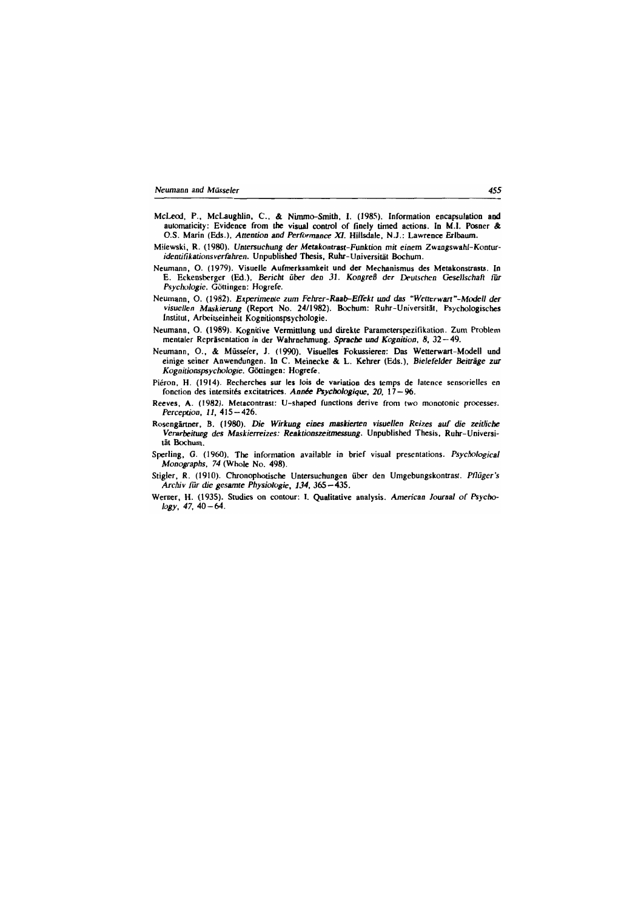McLeod, P., McLaughlin, C., & Nimmo-Smith, I. (1985). Information encapsulation and automaticity: Evidence from the visual control of finely timed actions. In M.I. Posner & O.S. Marin (Eds.), *Attention and Performance XI*. Hillsdale, N.J.: Lawrence Erlbaum.

Milewski, R. (1980). *Untersuchung der Metakontrast-Funktion mit einem Zwangswahl-Konturidentifikationsverfahren*. Unpublished Thesis, Ruhr-Universität Bochum.

Neumann, O. (1979). Visuelle Aufmerksamkeit und der Mechanismus des Metakonstrasts. In E. Eckensberger (Ed.), *Bericht über den 31. Kongreß der Deutschen Gesellschaft für Psychologie*. Göttingen: Hogrefe.

Neumann, O. (1982). *Experimente zum Fehrer-Raab-Effekt und das "Wetterwart"-Modell der visuellen Maskierung* (Report No. 24/1982). Bochum: Ruhr-Universität, Psychologisches Institut, Arbeitseinheit Kognitionspsychologie.

Neumann, O. (1989). Kognitive Vermittlung und direkte Parameterspezifikation. Zum Problem mentaler Repräsentation in der Wahrnehmung. *Sprache und Kognition, 8*, 32–49.

Neumann, O., & Müsseler, J. (1990). Visuelles Fokussieren: Das Wetterwart-Modell und einige seiner Anwendungen. In C. Meinecke & L. Kehrer (Eds.), *Bielefelder Beiträge zur Kognitionspsychologie*. Göttingen: Hogrefe.

Piéron, H. (1914). Recherches sur les lois de variation des temps de latence sensorielles en fonction des intensités excitatrices. *Année Psychologique, 20*, 17–96.

Reeves, A. (1982). Metacontrast: U-shaped functions derive from two monotonic processes. *Perception, 11*, 415–426.

Rosengärtner, B. (1980). *Die Wirkung eines maskierten visuellen Reizes auf die zeitliche Verarbeitung des Maskierreizes: Reaktionszeitmessung*. Unpublished Thesis, Ruhr-Universität Bochum.

Sperling, G. (1960). The information available in brief visual presentations. *Psychological Monographs, 74* (Whole No. 498).

Stigler, R. (1910). Chronophotische Untersuchungen über den Umgebungskontrast. *Pflüger's Archiv für die gesamte Physiologie, 134*, 365–435.

Werner, H. (1935). Studies on contour: I. Qualitative analysis. *American Journal of Psychology, 47*, 40–64.